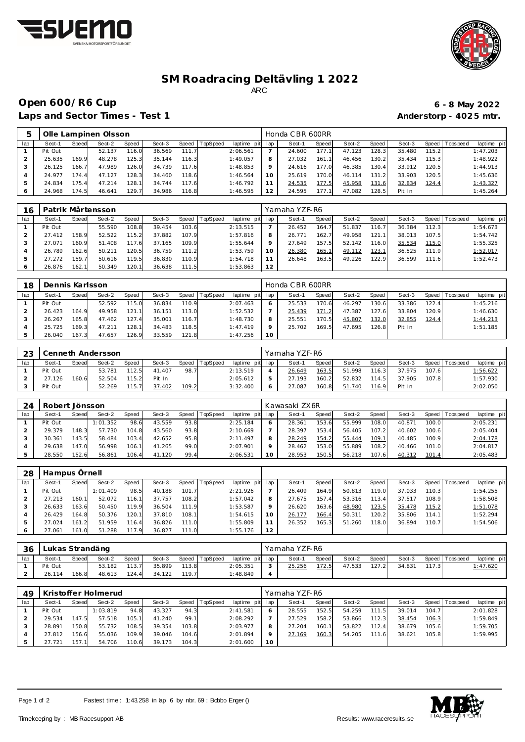# SM Roadracing Deltävling 1 2022

ARC

## Open 600/R6 Cup

**6 - 8 May 2022**

### Laps and Sector Times - Test 1

**Anderstorp - 4025 mtr.**

| 5 | Olle Lampinen Olsson | | | | | | | | | Honda CBR 600RR | | | | | | | |
|---|---|---|---|---|---|---|---|---|---|---|---|---|---|---|---|---|---|
| lap | Sect-1 | Speed | Sect-2 | Speed | Sect-3 | Speed | TopSpeed | laptime pit | lap | Sect-1 | Speed | Sect-2 | Speed | Sect-3 | Speed | Topspeed | laptime pit |
| 1 | Pit Out | | 52.137 | 116.0 | 36.569 | 111.7 | | 2:06.561 | 7 | 24.600 | 177.1 | 47.123 | 128.3 | 35.480 | 115.2 | | 1:47.203 |
| 2 | 25.635 | 169.9 | 48.278 | 125.3 | 35.144 | 116.3 | | 1:49.057 | 8 | 27.032 | 161.1 | 46.456 | 130.2 | 35.434 | 115.3 | | 1:48.922 |
| 3 | 26.125 | 166.7 | 47.989 | 126.0 | 34.739 | 117.6 | | 1:48.853 | 9 | 24.616 | 177.0 | 46.385 | 130.4 | 33.912 | 120.5 | | 1:44.913 |
| 4 | 24.977 | 174.4 | 47.127 | 128.3 | 34.460 | 118.6 | | 1:46.564 | 10 | 25.619 | 170.0 | 46.114 | 131.2 | 33.903 | 120.5 | | 1:45.636 |
| 5 | 24.834 | 175.4 | 47.214 | 128.1 | 34.744 | 117.6 | | 1:46.792 | 11 | 24.535 | 177.5 | 45.958 | 131.6 | 32.834 | 124.4 | | 1:43.327 |
| 6 | 24.968 | 174.5 | 46.641 | 129.7 | 34.986 | 116.8 | | 1:46.595 | 12 | 24.595 | 177.1 | 47.082 | 128.5 | Pit In | | | 1:45.264 |

| 16 | Patrik Mårtensson | | | | | | | | | Yamaha YZF-R6 | | | | | | | |
|---|---|---|---|---|---|---|---|---|---|---|---|---|---|---|---|---|---|
| lap | Sect-1 | Speed | Sect-2 | Speed | Sect-3 | Speed | TopSpeed | laptime pit | lap | Sect-1 | Speed | Sect-2 | Speed | Sect-3 | Speed | Topspeed | laptime pit |
| 1 | Pit Out | | 55.590 | 108.8 | 39.454 | 103.6 | | 2:13.515 | 7 | 26.452 | 164.7 | 51.837 | 116.7 | 36.384 | 112.3 | | 1:54.673 |
| 2 | 27.412 | 158.9 | 52.522 | 115.2 | 37.882 | 107.9 | | 1:57.816 | 8 | 26.771 | 162.7 | 49.958 | 121.1 | 38.013 | 107.5 | | 1:54.742 |
| 3 | 27.071 | 160.9 | 51.408 | 117.6 | 37.165 | 109.9 | | 1:55.644 | 9 | 27.649 | 157.5 | 52.142 | 116.0 | 35.534 | 115.0 | | 1:55.325 |
| 4 | 26.789 | 162.6 | 50.211 | 120.5 | 36.759 | 111.2 | | 1:53.759 | 10 | 26.380 | 165.1 | 49.112 | 123.1 | 36.525 | 111.9 | | 1:52.017 |
| 5 | 27.272 | 159.7 | 50.616 | 119.5 | 36.830 | 110.9 | | 1:54.718 | 11 | 26.648 | 163.5 | 49.226 | 122.9 | 36.599 | 111.6 | | 1:52.473 |
| 6 | 26.876 | 162.1 | 50.349 | 120.1 | 36.638 | 111.5 | | 1:53.863 | 12 | | | | | | | | |

| 18 | Dennis Karlsson | | | | | | | | | Honda CBR 600RR | | | | | | | |
|---|---|---|---|---|---|---|---|---|---|---|---|---|---|---|---|---|---|
| lap | Sect-1 | Speed | Sect-2 | Speed | Sect-3 | Speed | TopSpeed | laptime pit | lap | Sect-1 | Speed | Sect-2 | Speed | Sect-3 | Speed | Topspeed | laptime pit |
| 1 | Pit Out | | 52.592 | 115.0 | 36.834 | 110.9 | | 2:07.463 | 6 | 25.533 | 170.6 | 46.297 | 130.6 | 33.386 | 122.4 | | 1:45.216 |
| 2 | 26.423 | 164.9 | 49.958 | 121.1 | 36.151 | 113.0 | | 1:52.532 | 7 | 25.439 | 171.2 | 47.387 | 127.6 | 33.804 | 120.9 | | 1:46.630 |
| 3 | 26.267 | 165.8 | 47.462 | 127.4 | 35.001 | 116.7 | | 1:48.730 | 8 | 25.551 | 170.5 | 45.807 | 132.0 | 32.855 | 124.4 | | 1:44.213 |
| 4 | 25.725 | 169.3 | 47.211 | 128.1 | 34.483 | 118.5 | | 1:47.419 | 9 | 25.702 | 169.5 | 47.695 | 126.8 | Pit In | | | 1:51.185 |
| 5 | 26.040 | 167.3 | 47.657 | 126.9 | 33.559 | 121.8 | | 1:47.256 | 10 | | | | | | | | |

| 23 | Cenneth Andersson | | | | | | | | | Yamaha YZF-R6 | | | | | | | |
|---|---|---|---|---|---|---|---|---|---|---|---|---|---|---|---|---|---|
| lap | Sect-1 | Speed | Sect-2 | Speed | Sect-3 | Speed | TopSpeed | laptime pit | lap | Sect-1 | Speed | Sect-2 | Speed | Sect-3 | Speed | Topspeed | laptime pit |
| 1 | Pit Out | | 53.781 | 112.5 | 41.407 | 98.7 | | 2:13.519 | 4 | 26.649 | 163.5 | 51.998 | 116.3 | 37.975 | 107.6 | | 1:56.622 |
| 2 | 27.126 | 160.6 | 52.504 | 115.2 | Pit In | | | 2:05.612 | 5 | 27.193 | 160.2 | 52.832 | 114.5 | 37.905 | 107.8 | | 1:57.930 |
| 3 | Pit Out | | 52.269 | 115.7 | 37.402 | 109.2 | | 3:32.400 | 6 | 27.087 | 160.8 | 51.740 | 116.9 | Pit In | | | 2:02.050 |

| 24 | Robert Jönsson | | | | | | | | | Kawasaki ZX6R | | | | | | | |
|---|---|---|---|---|---|---|---|---|---|---|---|---|---|---|---|---|---|
| lap | Sect-1 | Speed | Sect-2 | Speed | Sect-3 | Speed | TopSpeed | laptime pit | lap | Sect-1 | Speed | Sect-2 | Speed | Sect-3 | Speed | Topspeed | laptime pit |
| 1 | Pit Out | | 1:01.352 | 98.6 | 43.559 | 93.8 | | 2:25.184 | 6 | 28.361 | 153.6 | 55.999 | 108.0 | 40.871 | 100.0 | | 2:05.231 |
| 2 | 29.379 | 148.3 | 57.730 | 104.8 | 43.560 | 93.8 | | 2:10.669 | 7 | 28.397 | 153.4 | 56.405 | 107.2 | 40.602 | 100.6 | | 2:05.404 |
| 3 | 30.361 | 143.5 | 58.484 | 103.4 | 42.652 | 95.8 | | 2:11.497 | 8 | 28.249 | 154.2 | 55.444 | 109.1 | 40.485 | 100.9 | | 2:04.178 |
| 4 | 29.638 | 147.0 | 56.998 | 106.1 | 41.265 | 99.0 | | 2:07.901 | 9 | 28.462 | 153.0 | 55.889 | 108.2 | 40.466 | 101.0 | | 2:04.817 |
| 5 | 28.550 | 152.6 | 56.861 | 106.4 | 41.120 | 99.4 | | 2:06.531 | 10 | 28.953 | 150.5 | 56.218 | 107.6 | 40.312 | 101.4 | | 2:05.483 |

| 28 | Hampus Örnell | | | | | | | | | | | | | | | | |
|---|---|---|---|---|---|---|---|---|---|---|---|---|---|---|---|---|---|
| lap | Sect-1 | Speed | Sect-2 | Speed | Sect-3 | Speed | TopSpeed | laptime pit | lap | Sect-1 | Speed | Sect-2 | Speed | Sect-3 | Speed | Topspeed | laptime pit |
| 1 | Pit Out | | 1:01.409 | 98.5 | 40.188 | 101.7 | | 2:21.926 | 7 | 26.409 | 164.9 | 50.813 | 119.0 | 37.033 | 110.3 | | 1:54.255 |
| 2 | 27.213 | 160.1 | 52.072 | 116.1 | 37.757 | 108.2 | | 1:57.042 | 8 | 27.675 | 157.4 | 53.316 | 113.4 | 37.517 | 108.9 | | 1:58.508 |
| 3 | 26.633 | 163.6 | 50.450 | 119.9 | 36.504 | 111.9 | | 1:53.587 | 9 | 26.620 | 163.6 | 48.980 | 123.5 | 35.478 | 115.2 | | 1:51.078 |
| 4 | 26.429 | 164.8 | 50.376 | 120.1 | 37.810 | 108.1 | | 1:54.615 | 10 | 26.177 | 166.4 | 50.311 | 120.2 | 35.806 | 114.1 | | 1:52.294 |
| 5 | 27.024 | 161.2 | 51.959 | 116.4 | 36.826 | 111.0 | | 1:55.809 | 11 | 26.352 | 165.3 | 51.260 | 118.0 | 36.894 | 110.7 | | 1:54.506 |
| 6 | 27.061 | 161.0 | 51.288 | 117.9 | 36.827 | 111.0 | | 1:55.176 | 12 | | | | | | | | |

| 36 | Lukas Strandäng | | | | | | | | | Yamaha YZF-R6 | | | | | | | |
|---|---|---|---|---|---|---|---|---|---|---|---|---|---|---|---|---|---|
| lap | Sect-1 | Speed | Sect-2 | Speed | Sect-3 | Speed | TopSpeed | laptime pit | lap | Sect-1 | Speed | Sect-2 | Speed | Sect-3 | Speed | Topspeed | laptime pit |
| 1 | Pit Out | | 53.182 | 113.7 | 35.899 | 113.8 | | 2:05.351 | 3 | 25.256 | 172.5 | 47.533 | 127.2 | 34.831 | 117.3 | | 1:47.620 |
| 2 | 26.114 | 166.8 | 48.613 | 124.4 | 34.122 | 119.7 | | 1:48.849 | 4 | | | | | | | | |

| 49 | Kristoffer Holmerud | | | | | | | | | Yamaha YZF-R6 | | | | | | | |
|---|---|---|---|---|---|---|---|---|---|---|---|---|---|---|---|---|---|
| lap | Sect-1 | Speed | Sect-2 | Speed | Sect-3 | Speed | TopSpeed | laptime pit | lap | Sect-1 | Speed | Sect-2 | Speed | Sect-3 | Speed | Topspeed | laptime pit |
| 1 | Pit Out | | 1:03.819 | 94.8 | 43.327 | 94.3 | | 2:41.581 | 6 | 28.555 | 152.5 | 54.259 | 111.5 | 39.014 | 104.7 | | 2:01.828 |
| 2 | 29.534 | 147.5 | 57.518 | 105.1 | 41.240 | 99.1 | | 2:08.292 | 7 | 27.529 | 158.2 | 53.866 | 112.3 | 38.454 | 106.3 | | 1:59.849 |
| 3 | 28.891 | 150.8 | 55.732 | 108.5 | 39.354 | 103.8 | | 2:03.977 | 8 | 27.204 | 160.1 | 53.822 | 112.4 | 38.679 | 105.6 | | 1:59.705 |
| 4 | 27.812 | 156.6 | 55.036 | 109.9 | 39.046 | 104.6 | | 2:01.894 | 9 | 27.169 | 160.3 | 54.205 | 111.6 | 38.621 | 105.8 | | 1:59.995 |
| 5 | 27.721 | 157.1 | 54.706 | 110.6 | 39.173 | 104.3 | | 2:01.600 | 10 | | | | | | | | |

Fastest time : 1:43.258 in lap 6 by nbr. 69 : Bobbo Enger ()

Timekeeping by : MB Racesupport AB

Results: www.raceresults.se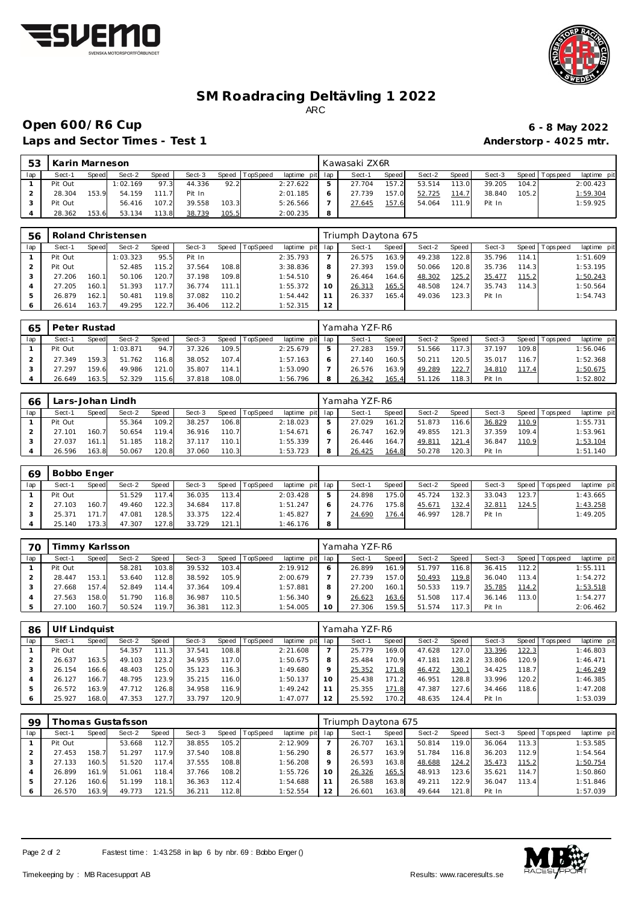# SM Roadracing Deltävling 1 2022

ARC

## Open 600/R6 Cup

**6 - 8 May 2022**

**Laps and Sector Times - Test 1**

**Anderstorp - 4025 mtr.**

| 53 | Karin Marneson | | | | | | | | | Kawasaki ZX6R | | | | | | | | |
|---|---|---|---|---|---|---|---|---|---|---|---|---|---|---|---|---|---|---|
| lap | Sect-1 | Speed | Sect-2 | Speed | Sect-3 | Speed | TopSpeed | laptime pit | lap | Sect-1 | Speed | Sect-2 | Speed | Sect-3 | Speed | Topspeed | laptime pit |
| 1 | Pit Out | | 1:02.169 | 97.3 | 44.336 | 92.2 | | 2:27.622 | 5 | 27.704 | 157.2 | 53.514 | 113.0 | 39.205 | 104.2 | | 2:00.423 |
| 2 | 28.304 | 153.9 | 54.159 | 111.7 | Pit In | | | 2:01.185 | 6 | 27.739 | 157.0 | 52.725 | 114.7 | 38.840 | 105.2 | | 1:59.304 |
| 3 | Pit Out | | 56.416 | 107.2 | 39.558 | 103.3 | | 5:26.566 | 7 | 27.645 | 157.6 | 54.064 | 111.9 | Pit In | | | 1:59.925 |
| 4 | 28.362 | 153.6 | 53.134 | 113.8 | 38.739 | 105.5 | | 2:00.235 | 8 | | | | | | | | |

| 56 | Roland Christensen | | | | | | | | | Triumph Daytona 675 | | | | | | | | |
|---|---|---|---|---|---|---|---|---|---|---|---|---|---|---|---|---|---|---|
| lap | Sect-1 | Speed | Sect-2 | Speed | Sect-3 | Speed | TopSpeed | laptime pit | lap | Sect-1 | Speed | Sect-2 | Speed | Sect-3 | Speed | Topspeed | laptime pit |
| 1 | Pit Out | | 1:03.323 | 95.5 | Pit In | | | 2:35.793 | 7 | 26.575 | 163.9 | 49.238 | 122.8 | 35.796 | 114.1 | | 1:51.609 |
| 2 | Pit Out | | 52.485 | 115.2 | 37.564 | 108.8 | | 3:38.836 | 8 | 27.393 | 159.0 | 50.066 | 120.8 | 35.736 | 114.3 | | 1:53.195 |
| 3 | 27.206 | 160.1 | 50.106 | 120.7 | 37.198 | 109.8 | | 1:54.510 | 9 | 26.464 | 164.6 | 48.302 | 125.2 | 35.477 | 115.2 | | 1:50.243 |
| 4 | 27.205 | 160.1 | 51.393 | 117.7 | 36.774 | 111.1 | | 1:55.372 | 10 | 26.313 | 165.5 | 48.508 | 124.7 | 35.743 | 114.3 | | 1:50.564 |
| 5 | 26.879 | 162.1 | 50.481 | 119.8 | 37.082 | 110.2 | | 1:54.442 | 11 | 26.337 | 165.4 | 49.036 | 123.3 | Pit In | | | 1:54.743 |
| 6 | 26.614 | 163.7 | 49.295 | 122.7 | 36.406 | 112.2 | | 1:52.315 | 12 | | | | | | | | |

| 65 | Peter Rustad | | | | | | | | | Yamaha YZF-R6 | | | | | | | | |
|---|---|---|---|---|---|---|---|---|---|---|---|---|---|---|---|---|---|---|
| lap | Sect-1 | Speed | Sect-2 | Speed | Sect-3 | Speed | TopSpeed | laptime pit | lap | Sect-1 | Speed | Sect-2 | Speed | Sect-3 | Speed | Topspeed | laptime pit |
| 1 | Pit Out | | 1:03.871 | 94.7 | 37.326 | 109.5 | | 2:25.679 | 5 | 27.283 | 159.7 | 51.566 | 117.3 | 37.197 | 109.8 | | 1:56.046 |
| 2 | 27.349 | 159.3 | 51.762 | 116.8 | 38.052 | 107.4 | | 1:57.163 | 6 | 27.140 | 160.5 | 50.211 | 120.5 | 35.017 | 116.7 | | 1:52.368 |
| 3 | 27.297 | 159.6 | 49.986 | 121.0 | 35.807 | 114.1 | | 1:53.090 | 7 | 26.576 | 163.9 | 49.289 | 122.7 | 34.810 | 117.4 | | 1:50.675 |
| 4 | 26.649 | 163.5 | 52.329 | 115.6 | 37.818 | 108.0 | | 1:56.796 | 8 | 26.342 | 165.4 | 51.126 | 118.3 | Pit In | | | 1:52.802 |

| 66 | Lars-Johan Lindh | | | | | | | | | Yamaha YZF-R6 | | | | | | | | |
|---|---|---|---|---|---|---|---|---|---|---|---|---|---|---|---|---|---|---|
| lap | Sect-1 | Speed | Sect-2 | Speed | Sect-3 | Speed | TopSpeed | laptime pit | lap | Sect-1 | Speed | Sect-2 | Speed | Sect-3 | Speed | Topspeed | laptime pit |
| 1 | Pit Out | | 55.364 | 109.2 | 38.257 | 106.8 | | 2:18.023 | 5 | 27.029 | 161.2 | 51.873 | 116.6 | 36.829 | 110.9 | | 1:55.731 |
| 2 | 27.101 | 160.7 | 50.654 | 119.4 | 36.916 | 110.7 | | 1:54.671 | 6 | 26.747 | 162.9 | 49.855 | 121.3 | 37.359 | 109.4 | | 1:53.961 |
| 3 | 27.037 | 161.1 | 51.185 | 118.2 | 37.117 | 110.1 | | 1:55.339 | 7 | 26.446 | 164.7 | 49.811 | 121.4 | 36.847 | 110.9 | | 1:53.104 |
| 4 | 26.596 | 163.8 | 50.067 | 120.8 | 37.060 | 110.3 | | 1:53.723 | 8 | 26.425 | 164.8 | 50.278 | 120.3 | Pit In | | | 1:51.140 |

| 69 | Bobbo Enger | | | | | | | | | | | | | | | | | |
|---|---|---|---|---|---|---|---|---|---|---|---|---|---|---|---|---|---|---|
| lap | Sect-1 | Speed | Sect-2 | Speed | Sect-3 | Speed | TopSpeed | laptime pit | lap | Sect-1 | Speed | Sect-2 | Speed | Sect-3 | Speed | Topspeed | laptime pit |
| 1 | Pit Out | | 51.529 | 117.4 | 36.035 | 113.4 | | 2:03.428 | 5 | 24.898 | 175.0 | 45.724 | 132.3 | 33.043 | 123.7 | | 1:43.665 |
| 2 | 27.103 | 160.7 | 49.460 | 122.3 | 34.684 | 117.8 | | 1:51.247 | 6 | 24.776 | 175.8 | 45.671 | 132.4 | 32.811 | 124.5 | | 1:43.258 |
| 3 | 25.371 | 171.7 | 47.081 | 128.5 | 33.375 | 122.4 | | 1:45.827 | 7 | 24.690 | 176.4 | 46.997 | 128.7 | Pit In | | | 1:49.205 |
| 4 | 25.140 | 173.3 | 47.307 | 127.8 | 33.729 | 121.1 | | 1:46.176 | 8 | | | | | | | | |

| 70 | Timmy Karlsson | | | | | | | | | Yamaha YZF-R6 | | | | | | | | |
|---|---|---|---|---|---|---|---|---|---|---|---|---|---|---|---|---|---|---|
| lap | Sect-1 | Speed | Sect-2 | Speed | Sect-3 | Speed | TopSpeed | laptime pit | lap | Sect-1 | Speed | Sect-2 | Speed | Sect-3 | Speed | Topspeed | laptime pit |
| 1 | Pit Out | | 58.281 | 103.8 | 39.532 | 103.4 | | 2:19.912 | 6 | 26.899 | 161.9 | 51.797 | 116.8 | 36.415 | 112.2 | | 1:55.111 |
| 2 | 28.447 | 153.1 | 53.640 | 112.8 | 38.592 | 105.9 | | 2:00.679 | 7 | 27.739 | 157.0 | 50.493 | 119.8 | 36.040 | 113.4 | | 1:54.272 |
| 3 | 27.668 | 157.4 | 52.849 | 114.4 | 37.364 | 109.4 | | 1:57.881 | 8 | 27.200 | 160.1 | 50.533 | 119.7 | 35.785 | 114.2 | | 1:53.518 |
| 4 | 27.563 | 158.0 | 51.790 | 116.8 | 36.987 | 110.5 | | 1:56.340 | 9 | 26.623 | 163.6 | 51.508 | 117.4 | 36.146 | 113.0 | | 1:54.277 |
| 5 | 27.100 | 160.7 | 50.524 | 119.7 | 36.381 | 112.3 | | 1:54.005 | 10 | 27.306 | 159.5 | 51.574 | 117.3 | Pit In | | | 2:06.462 |

| 86 | Ulf Lindquist | | | | | | | | | Yamaha YZF-R6 | | | | | | | | |
|---|---|---|---|---|---|---|---|---|---|---|---|---|---|---|---|---|---|---|
| lap | Sect-1 | Speed | Sect-2 | Speed | Sect-3 | Speed | TopSpeed | laptime pit | lap | Sect-1 | Speed | Sect-2 | Speed | Sect-3 | Speed | Topspeed | laptime pit |
| 1 | Pit Out | | 54.357 | 111.3 | 37.541 | 108.8 | | 2:21.608 | 7 | 25.779 | 169.0 | 47.628 | 127.0 | 33.396 | 122.3 | | 1:46.803 |
| 2 | 26.637 | 163.5 | 49.103 | 123.2 | 34.935 | 117.0 | | 1:50.675 | 8 | 25.484 | 170.9 | 47.181 | 128.2 | 33.806 | 120.9 | | 1:46.471 |
| 3 | 26.154 | 166.6 | 48.403 | 125.0 | 35.123 | 116.3 | | 1:49.680 | 9 | 25.352 | 171.8 | 46.472 | 130.1 | 34.425 | 118.7 | | 1:46.249 |
| 4 | 26.127 | 166.7 | 48.795 | 123.9 | 35.215 | 116.0 | | 1:50.137 | 10 | 25.438 | 171.2 | 46.951 | 128.8 | 33.996 | 120.2 | | 1:46.385 |
| 5 | 26.572 | 163.9 | 47.712 | 126.8 | 34.958 | 116.9 | | 1:49.242 | 11 | 25.355 | 171.8 | 47.387 | 127.6 | 34.466 | 118.6 | | 1:47.208 |
| 6 | 25.927 | 168.0 | 47.353 | 127.7 | 33.797 | 120.9 | | 1:47.077 | 12 | 25.592 | 170.2 | 48.635 | 124.4 | Pit In | | | 1:53.039 |

| 99 | Thomas Gustafsson | | | | | | | | | Triumph Daytona 675 | | | | | | | | |
|---|---|---|---|---|---|---|---|---|---|---|---|---|---|---|---|---|---|---|
| lap | Sect-1 | Speed | Sect-2 | Speed | Sect-3 | Speed | TopSpeed | laptime pit | lap | Sect-1 | Speed | Sect-2 | Speed | Sect-3 | Speed | Topspeed | laptime pit |
| 1 | Pit Out | | 53.668 | 112.7 | 38.855 | 105.2 | | 2:12.909 | 7 | 26.707 | 163.1 | 50.814 | 119.0 | 36.064 | 113.3 | | 1:53.585 |
| 2 | 27.453 | 158.7 | 51.297 | 117.9 | 37.540 | 108.8 | | 1:56.290 | 8 | 26.577 | 163.9 | 51.784 | 116.8 | 36.203 | 112.9 | | 1:54.564 |
| 3 | 27.133 | 160.5 | 51.520 | 117.4 | 37.555 | 108.8 | | 1:56.208 | 9 | 26.593 | 163.8 | 48.688 | 124.2 | 35.473 | 115.2 | | 1:50.754 |
| 4 | 26.899 | 161.9 | 51.061 | 118.4 | 37.766 | 108.2 | | 1:55.726 | 10 | 26.326 | 165.5 | 48.913 | 123.6 | 35.621 | 114.7 | | 1:50.860 |
| 5 | 27.126 | 160.6 | 51.199 | 118.1 | 36.363 | 112.4 | | 1:54.688 | 11 | 26.588 | 163.8 | 49.211 | 122.9 | 36.047 | 113.4 | | 1:51.846 |
| 6 | 26.570 | 163.9 | 49.773 | 121.5 | 36.211 | 112.8 | | 1:52.554 | 12 | 26.601 | 163.8 | 49.644 | 121.8 | Pit In | | | 1:57.039 |

Fastest time : 1:43.258 in lap 6 by nbr. 69 : Bobbo Enger ()

Timekeeping by : MB Racesupport AB

Results: www.raceresults.se